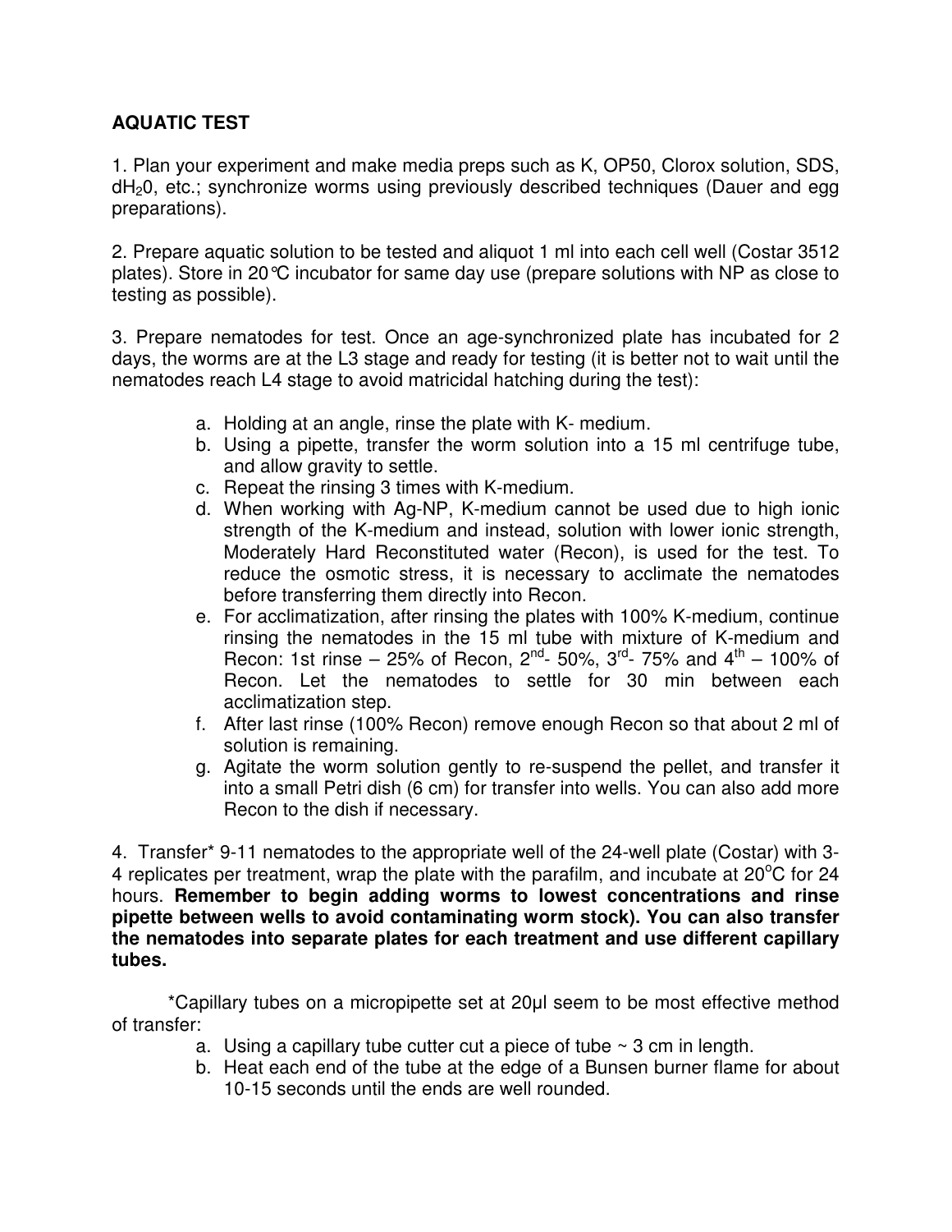**AQUATIC TEST**

1. Plan your experiment and make media preps such as K, OP50, Clorox solution, SDS, $dH_20$, etc.; synchronize worms using previously described techniques (Dauer and egg preparations).

2. Prepare aquatic solution to be tested and aliquot 1 ml into each cell well (Costar 3512 plates). Store in 20℃ incubator for same day use (prepare solutions with NP as close to testing as possible).

3. Prepare nematodes for test. Once an age-synchronized plate has incubated for 2 days, the worms are at the L3 stage and ready for testing (it is better not to wait until the nematodes reach L4 stage to avoid matricidal hatching during the test):

   a. Holding at an angle, rinse the plate with K- medium.
   b. Using a pipette, transfer the worm solution into a 15 ml centrifuge tube, and allow gravity to settle.
   c. Repeat the rinsing 3 times with K-medium.
   d. When working with Ag-NP, K-medium cannot be used due to high ionic strength of the K-medium and instead, solution with lower ionic strength, Moderately Hard Reconstituted water (Recon), is used for the test. To reduce the osmotic stress, it is necessary to acclimate the nematodes before transferring them directly into Recon.
   e. For acclimatization, after rinsing the plates with 100% K-medium, continue rinsing the nematodes in the 15 ml tube with mixture of K-medium and Recon: 1st rinse – 25% of Recon, $2^{nd}$- 50%, $3^{rd}$- 75% and $4^{th}$ – 100% of Recon. Let the nematodes to settle for 30 min between each acclimatization step.
   f. After last rinse (100% Recon) remove enough Recon so that about 2 ml of solution is remaining.
   g. Agitate the worm solution gently to re-suspend the pellet, and transfer it into a small Petri dish (6 cm) for transfer into wells. You can also add more Recon to the dish if necessary.

4. Transfer* 9-11 nematodes to the appropriate well of the 24-well plate (Costar) with 3-4 replicates per treatment, wrap the plate with the parafilm, and incubate at $20^oC$ for 24 hours. **Remember to begin adding worms to lowest concentrations and rinse pipette between wells to avoid contaminating worm stock). You can also transfer the nematodes into separate plates for each treatment and use different capillary tubes.**

*Capillary tubes on a micropipette set at 20µl seem to be most effective method of transfer:

   a. Using a capillary tube cutter cut a piece of tube ~ 3 cm in length.
   b. Heat each end of the tube at the edge of a Bunsen burner flame for about 10-15 seconds until the ends are well rounded.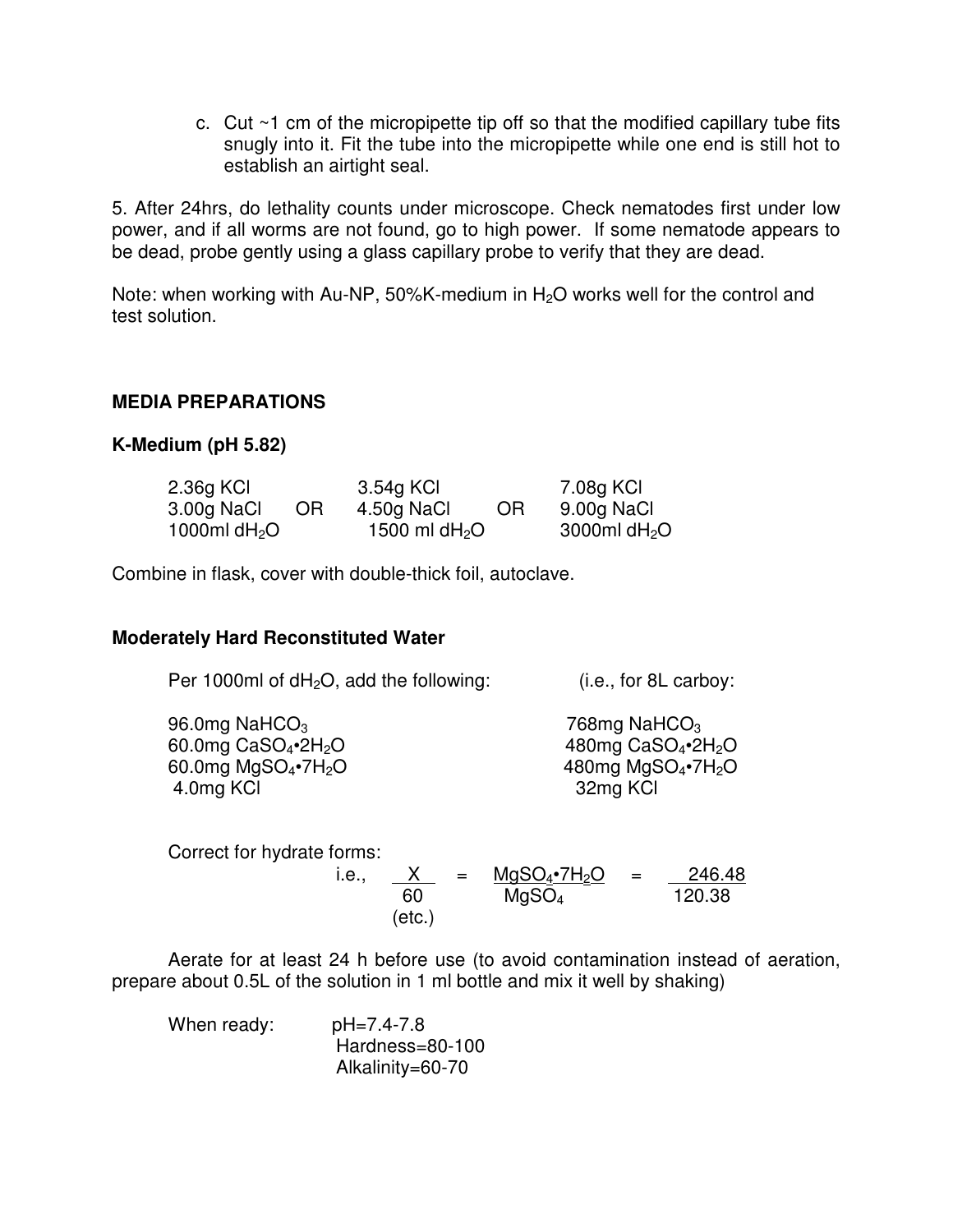c. Cut ~1 cm of the micropipette tip off so that the modified capillary tube fits snugly into it. Fit the tube into the micropipette while one end is still hot to establish an airtight seal.

5. After 24hrs, do lethality counts under microscope. Check nematodes first under low power, and if all worms are not found, go to high power. If some nematode appears to be dead, probe gently using a glass capillary probe to verify that they are dead.

Note: when working with Au-NP, 50%K-medium in $H_2O$ works well for the control and test solution.

## MEDIA PREPARATIONS

### K-Medium (pH 5.82)

| | | | | |
|---|---|---|---|---|
| 2.36g KCl | | 3.54g KCl | | 7.08g KCl |
| 3.00g NaCl | OR | 4.50g NaCl | OR | 9.00g NaCl |
| 1000ml $dH_2O$ | | 1500 ml $dH_2O$ | | 3000ml $dH_2O$ |

Combine in flask, cover with double-thick foil, autoclave.

### Moderately Hard Reconstituted Water

| Per 1000ml of $dH_2O$, add the following: | (i.e., for 8L carboy: |
|---|---|
| 96.0mg $NaHCO_3$ | 768mg $NaHCO_3$ |
| 60.0mg $CaSO_4$•$2H_2O$ | 480mg $CaSO_4$•$2H_2O$ |
| 60.0mg $MgSO_4$•$7H_2O$ | 480mg $MgSO_4$•$7H_2O$ |
| 4.0mg KCl | 32mg KCl |

Correct for hydrate forms:

$$\text{i.e.,} \quad \frac{X}{60} = \frac{MgSO_4 \cdot 7H_2O}{MgSO_4} = \frac{246.48}{120.38}$$

(etc.)

Aerate for at least 24 h before use (to avoid contamination instead of aeration, prepare about 0.5L of the solution in 1 ml bottle and mix it well by shaking)

When ready: pH=7.4-7.8
Hardness=80-100
Alkalinity=60-70